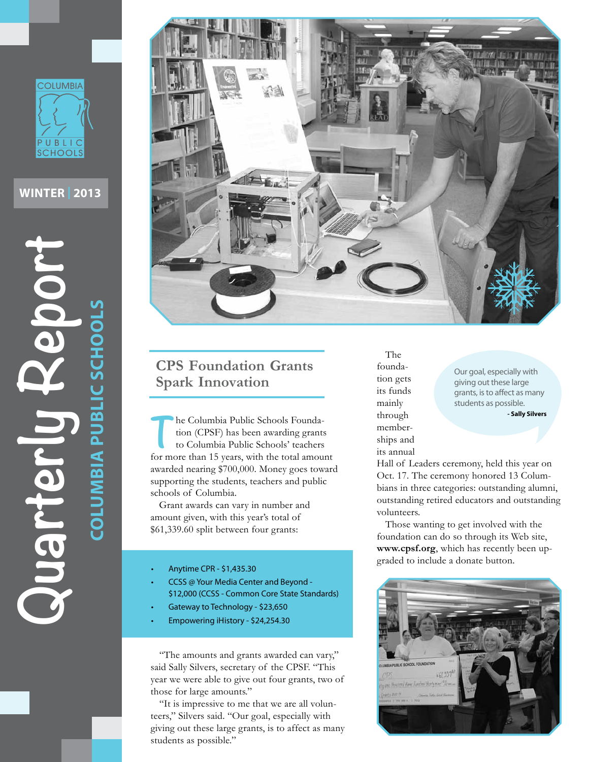# Quarterly Report

COLUMBIA PUBLIC SCHOOLS

WINTER | 2013

## CPS Foundation Grants Spark Innovation

The Columbia Public Schools Foundation (CPSF) has been awarding grants to Columbia Public Schools' teachers for more than 15 years, with the total amount awarded nearing $700,000. Money goes toward supporting the students, teachers and public schools of Columbia.

Grant awards can vary in number and amount given, with this year's total of $61,339.60 split between four grants:

- Anytime CPR - $1,435.30
- CCSS @ Your Media Center and Beyond - $12,000 (CCSS - Common Core State Standards)
- Gateway to Technology - $23,650
- Empowering iHistory - $24,254.30

"The amounts and grants awarded can vary," said Sally Silvers, secretary of the CPSF. "This year we were able to give out four grants, two of those for large amounts."

"It is impressive to me that we are all volunteers," Silvers said. "Our goal, especially with giving out these large grants, is to affect as many students as possible."

> Our goal, especially with giving out these large grants, is to affect as many students as possible.
> **- Sally Silvers**

The foundation gets its funds mainly through memberships and its annual Hall of Leaders ceremony, held this year on Oct. 17. The ceremony honored 13 Columbians in three categories: outstanding alumni, outstanding retired educators and outstanding volunteers.

Those wanting to get involved with the foundation can do so through its Web site, **www.cpsf.org**, which has recently been upgraded to include a donate button.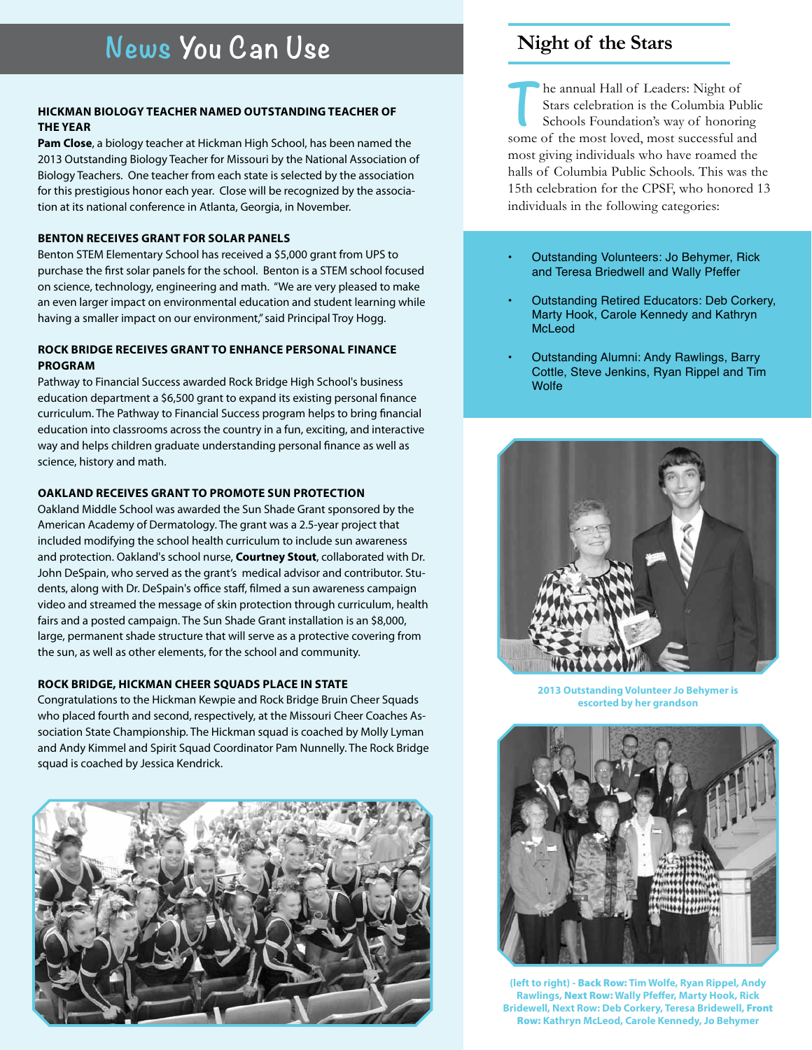# News You Can Use

**HICKMAN BIOLOGY TEACHER NAMED OUTSTANDING TEACHER OF THE YEAR**

**Pam Close**, a biology teacher at Hickman High School, has been named the 2013 Outstanding Biology Teacher for Missouri by the National Association of Biology Teachers. One teacher from each state is selected by the association for this prestigious honor each year. Close will be recognized by the association at its national conference in Atlanta, Georgia, in November.

**BENTON RECEIVES GRANT FOR SOLAR PANELS**

Benton STEM Elementary School has received a $5,000 grant from UPS to purchase the first solar panels for the school. Benton is a STEM school focused on science, technology, engineering and math. "We are very pleased to make an even larger impact on environmental education and student learning while having a smaller impact on our environment," said Principal Troy Hogg.

**ROCK BRIDGE RECEIVES GRANT TO ENHANCE PERSONAL FINANCE PROGRAM**

Pathway to Financial Success awarded Rock Bridge High School's business education department a $6,500 grant to expand its existing personal finance curriculum. The Pathway to Financial Success program helps to bring financial education into classrooms across the country in a fun, exciting, and interactive way and helps children graduate understanding personal finance as well as science, history and math.

**OAKLAND RECEIVES GRANT TO PROMOTE SUN PROTECTION**

Oakland Middle School was awarded the Sun Shade Grant sponsored by the American Academy of Dermatology. The grant was a 2.5-year project that included modifying the school health curriculum to include sun awareness and protection. Oakland's school nurse, **Courtney Stout**, collaborated with Dr. John DeSpain, who served as the grant's medical advisor and contributor. Students, along with Dr. DeSpain's office staff, filmed a sun awareness campaign video and streamed the message of skin protection through curriculum, health fairs and a posted campaign. The Sun Shade Grant installation is an $8,000, large, permanent shade structure that will serve as a protective covering from the sun, as well as other elements, for the school and community.

**ROCK BRIDGE, HICKMAN CHEER SQUADS PLACE IN STATE**

Congratulations to the Hickman Kewpie and Rock Bridge Bruin Cheer Squads who placed fourth and second, respectively, at the Missouri Cheer Coaches Association State Championship. The Hickman squad is coached by Molly Lyman and Andy Kimmel and Spirit Squad Coordinator Pam Nunnelly. The Rock Bridge squad is coached by Jessica Kendrick.

## Night of the Stars

The annual Hall of Leaders: Night of Stars celebration is the Columbia Public Schools Foundation's way of honoring some of the most loved, most successful and most giving individuals who have roamed the halls of Columbia Public Schools. This was the 15th celebration for the CPSF, who honored 13 individuals in the following categories:

- Outstanding Volunteers: Jo Behymer, Rick and Teresa Briedwell and Wally Pfeffer
- Outstanding Retired Educators: Deb Corkery, Marty Hook, Carole Kennedy and Kathryn McLeod
- Outstanding Alumni: Andy Rawlings, Barry Cottle, Steve Jenkins, Ryan Rippel and Tim Wolfe

2013 Outstanding Volunteer Jo Behymer is escorted by her grandson

(left to right) - **Back Row:** Tim Wolfe, Ryan Rippel, Andy Rawlings, **Next Row:** Wally Pfeffer, Marty Hook, Rick Bridewell, **Next Row:** Deb Corkery, Teresa Bridewell, **Front Row:** Kathryn McLeod, Carole Kennedy, Jo Behymer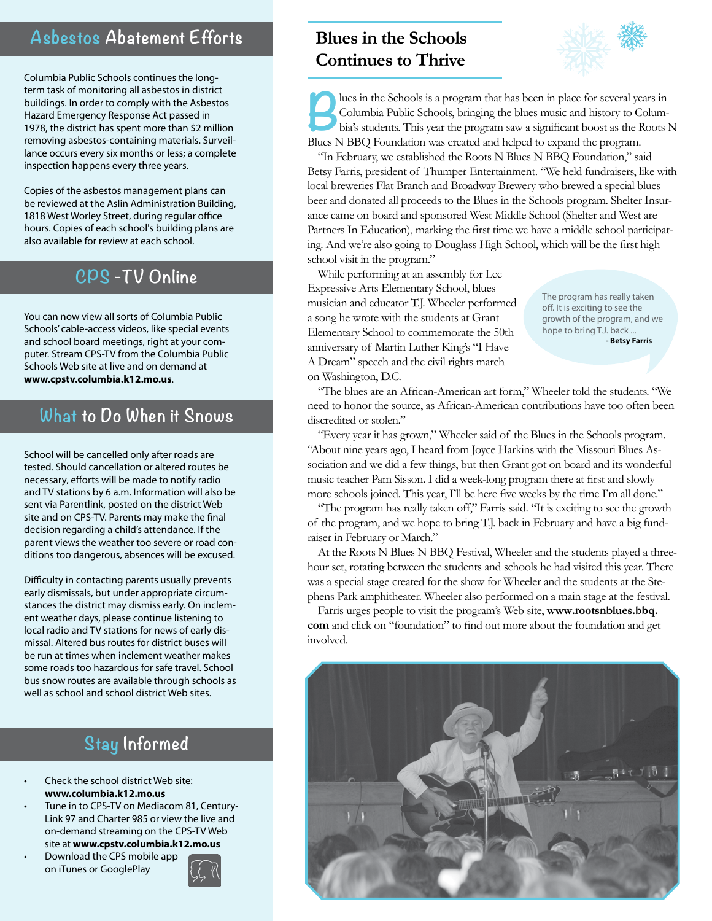## Asbestos Abatement Efforts

Columbia Public Schools continues the long-term task of monitoring all asbestos in district buildings. In order to comply with the Asbestos Hazard Emergency Response Act passed in 1978, the district has spent more than $2 million removing asbestos-containing materials. Surveillance occurs every six months or less; a complete inspection happens every three years.

Copies of the asbestos management plans can be reviewed at the Aslin Administration Building, 1818 West Worley Street, during regular office hours. Copies of each school's building plans are also available for review at each school.

## CPS-TV Online

You can now view all sorts of Columbia Public Schools' cable-access videos, like special events and school board meetings, right at your computer. Stream CPS-TV from the Columbia Public Schools Web site at live and on demand at **www.cpstv.columbia.k12.mo.us**.

## What to Do When it Snows

School will be cancelled only after roads are tested. Should cancellation or altered routes be necessary, efforts will be made to notify radio and TV stations by 6 a.m. Information will also be sent via Parentlink, posted on the district Web site and on CPS-TV. Parents may make the final decision regarding a child's attendance. If the parent views the weather too severe or road conditions too dangerous, absences will be excused.

Difficulty in contacting parents usually prevents early dismissals, but under appropriate circumstances the district may dismiss early. On inclement weather days, please continue listening to local radio and TV stations for news of early dismissal. Altered bus routes for district buses will be run at times when inclement weather makes some roads too hazardous for safe travel. School bus snow routes are available through schools as well as school and school district Web sites.

## Stay Informed

- Check the school district Web site: **www.columbia.k12.mo.us**
- Tune in to CPS-TV on Mediacom 81, CenturyLink 97 and Charter 985 or view the live and on-demand streaming on the CPS-TV Web site at **www.cpstv.columbia.k12.mo.us**
- Download the CPS mobile app on iTunes or GooglePlay

## Blues in the Schools Continues to Thrive

Blues in the Schools is a program that has been in place for several years in Columbia Public Schools, bringing the blues music and history to Columbia's students. This year the program saw a significant boost as the Roots N Blues N BBQ Foundation was created and helped to expand the program.

"In February, we established the Roots N Blues N BBQ Foundation," said Betsy Farris, president of Thumper Entertainment. "We held fundraisers, like with local breweries Flat Branch and Broadway Brewery who brewed a special blues beer and donated all proceeds to the Blues in the Schools program. Shelter Insurance came on board and sponsored West Middle School (Shelter and West are Partners In Education), marking the first time we have a middle school participating. And we're also going to Douglass High School, which will be the first high school visit in the program."

While performing at an assembly for Lee Expressive Arts Elementary School, blues musician and educator T.J. Wheeler performed a song he wrote with the students at Grant Elementary School to commemorate the 50th anniversary of Martin Luther King's "I Have A Dream" speech and the civil rights march on Washington, D.C.

> The program has really taken off. It is exciting to see the growth of the program, and we hope to bring T.J. back ...
> **- Betsy Farris**

"The blues are an African-American art form," Wheeler told the students. "We need to honor the source, as African-American contributions have too often been discredited or stolen."

"Every year it has grown," Wheeler said of the Blues in the Schools program. "About nine years ago, I heard from Joyce Harkins with the Missouri Blues Association and we did a few things, but then Grant got on board and its wonderful music teacher Pam Sisson. I did a week-long program there at first and slowly more schools joined. This year, I'll be here five weeks by the time I'm all done."

"The program has really taken off," Farris said. "It is exciting to see the growth of the program, and we hope to bring T.J. back in February and have a big fundraiser in February or March."

At the Roots N Blues N BBQ Festival, Wheeler and the students played a three-hour set, rotating between the students and schools he had visited this year. There was a special stage created for the show for Wheeler and the students at the Stephens Park amphitheater. Wheeler also performed on a main stage at the festival.

Farris urges people to visit the program's Web site, **www.rootsnblues.bbq.com** and click on "foundation" to find out more about the foundation and get involved.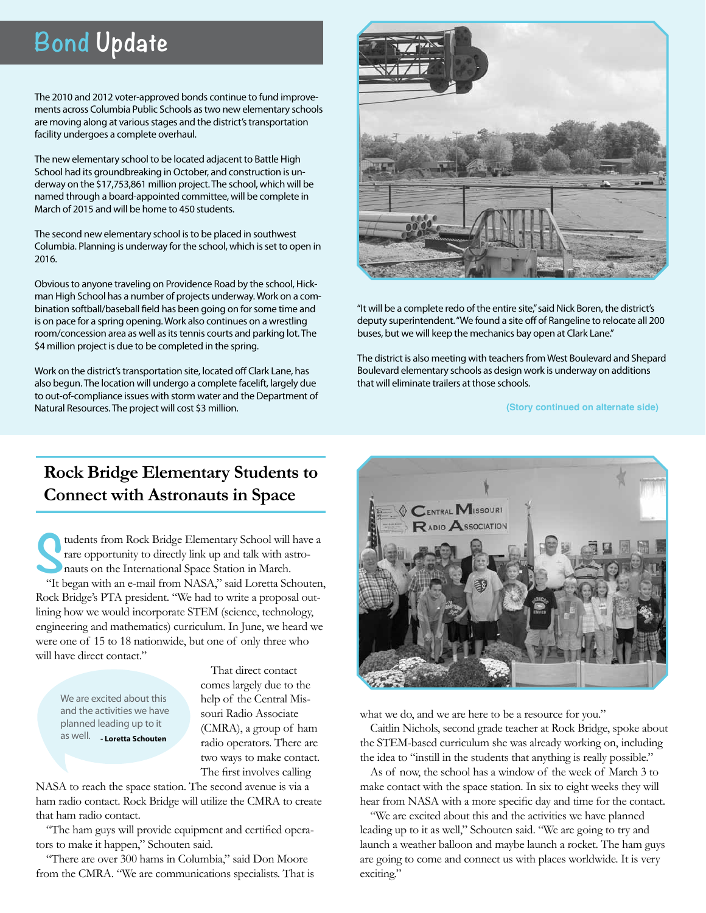# Bond Update

The 2010 and 2012 voter-approved bonds continue to fund improvements across Columbia Public Schools as two new elementary schools are moving along at various stages and the district's transportation facility undergoes a complete overhaul.

The new elementary school to be located adjacent to Battle High School had its groundbreaking in October, and construction is underway on the $17,753,861 million project. The school, which will be named through a board-appointed committee, will be complete in March of 2015 and will be home to 450 students.

The second new elementary school is to be placed in southwest Columbia. Planning is underway for the school, which is set to open in 2016.

Obvious to anyone traveling on Providence Road by the school, Hickman High School has a number of projects underway. Work on a combination softball/baseball field has been going on for some time and is on pace for a spring opening. Work also continues on a wrestling room/concession area as well as its tennis courts and parking lot. The $4 million project is due to be completed in the spring.

Work on the district's transportation site, located off Clark Lane, has also begun. The location will undergo a complete facelift, largely due to out-of-compliance issues with storm water and the Department of Natural Resources. The project will cost $3 million.

"It will be a complete redo of the entire site," said Nick Boren, the district's deputy superintendent. "We found a site off of Rangeline to relocate all 200 buses, but we will keep the mechanics bay open at Clark Lane."

The district is also meeting with teachers from West Boulevard and Shepard Boulevard elementary schools as design work is underway on additions that will eliminate trailers at those schools.

(Story continued on alternate side)

## Rock Bridge Elementary Students to Connect with Astronauts in Space

Students from Rock Bridge Elementary School will have a rare opportunity to directly link up and talk with astronauts on the International Space Station in March.

"It began with an e-mail from NASA," said Loretta Schouten, Rock Bridge's PTA president. "We had to write a proposal outlining how we would incorporate STEM (science, technology, engineering and mathematics) curriculum. In June, we heard we were one of 15 to 18 nationwide, but one of only three who will have direct contact."

> We are excited about this and the activities we have planned leading up to it as well. **- Loretta Schouten**

That direct contact comes largely due to the help of the Central Missouri Radio Associate (CMRA), a group of ham radio operators. There are two ways to make contact. The first involves calling NASA to reach the space station. The second avenue is via a ham radio contact. Rock Bridge will utilize the CMRA to create that ham radio contact.

"The ham guys will provide equipment and certified operators to make it happen," Schouten said.

"There are over 300 hams in Columbia," said Don Moore from the CMRA. "We are communications specialists. That is what we do, and we are here to be a resource for you."

Caitlin Nichols, second grade teacher at Rock Bridge, spoke about the STEM-based curriculum she was already working on, including the idea to "instill in the students that anything is really possible."

As of now, the school has a window of the week of March 3 to make contact with the space station. In six to eight weeks they will hear from NASA with a more specific day and time for the contact.

"We are excited about this and the activities we have planned leading up to it as well," Schouten said. "We are going to try and launch a weather balloon and maybe launch a rocket. The ham guys are going to come and connect us with places worldwide. It is very exciting."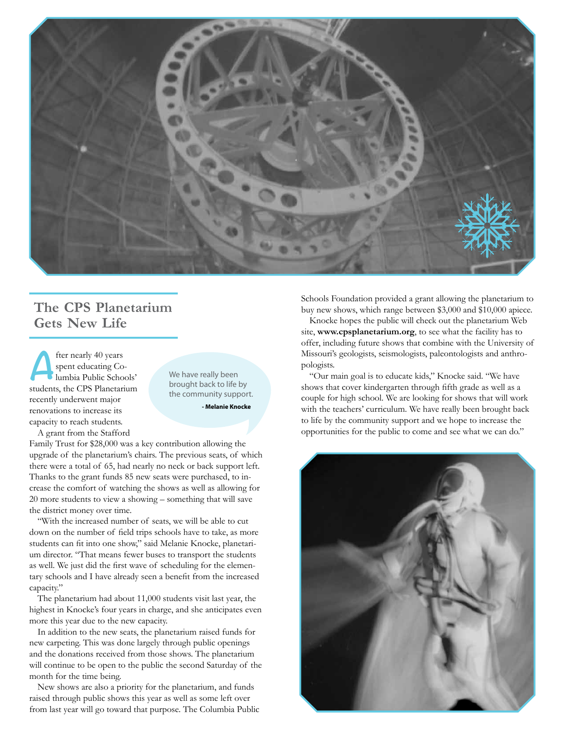## The CPS Planetarium Gets New Life

After nearly 40 years spent educating Columbia Public Schools' students, the CPS Planetarium recently underwent major renovations to increase its capacity to reach students.

> We have really been brought back to life by the community support.
>
> **- Melanie Knocke**

A grant from the Stafford Family Trust for $28,000 was a key contribution allowing the upgrade of the planetarium's chairs. The previous seats, of which there were a total of 65, had nearly no neck or back support left. Thanks to the grant funds 85 new seats were purchased, to increase the comfort of watching the shows as well as allowing for 20 more students to view a showing – something that will save the district money over time.

"With the increased number of seats, we will be able to cut down on the number of field trips schools have to take, as more students can fit into one show," said Melanie Knocke, planetarium director. "That means fewer buses to transport the students as well. We just did the first wave of scheduling for the elementary schools and I have already seen a benefit from the increased capacity."

The planetarium had about 11,000 students visit last year, the highest in Knocke's four years in charge, and she anticipates even more this year due to the new capacity.

In addition to the new seats, the planetarium raised funds for new carpeting. This was done largely through public openings and the donations received from those shows. The planetarium will continue to be open to the public the second Saturday of the month for the time being.

New shows are also a priority for the planetarium, and funds raised through public shows this year as well as some left over from last year will go toward that purpose. The Columbia Public Schools Foundation provided a grant allowing the planetarium to buy new shows, which range between $3,000 and $10,000 apiece.

Knocke hopes the public will check out the planetarium Web site, **www.cpsplanetarium.org**, to see what the facility has to offer, including future shows that combine with the University of Missouri's geologists, seismologists, paleontologists and anthropologists.

"Our main goal is to educate kids," Knocke said. "We have shows that cover kindergarten through fifth grade as well as a couple for high school. We are looking for shows that will work with the teachers' curriculum. We have really been brought back to life by the community support and we hope to increase the opportunities for the public to come and see what we can do."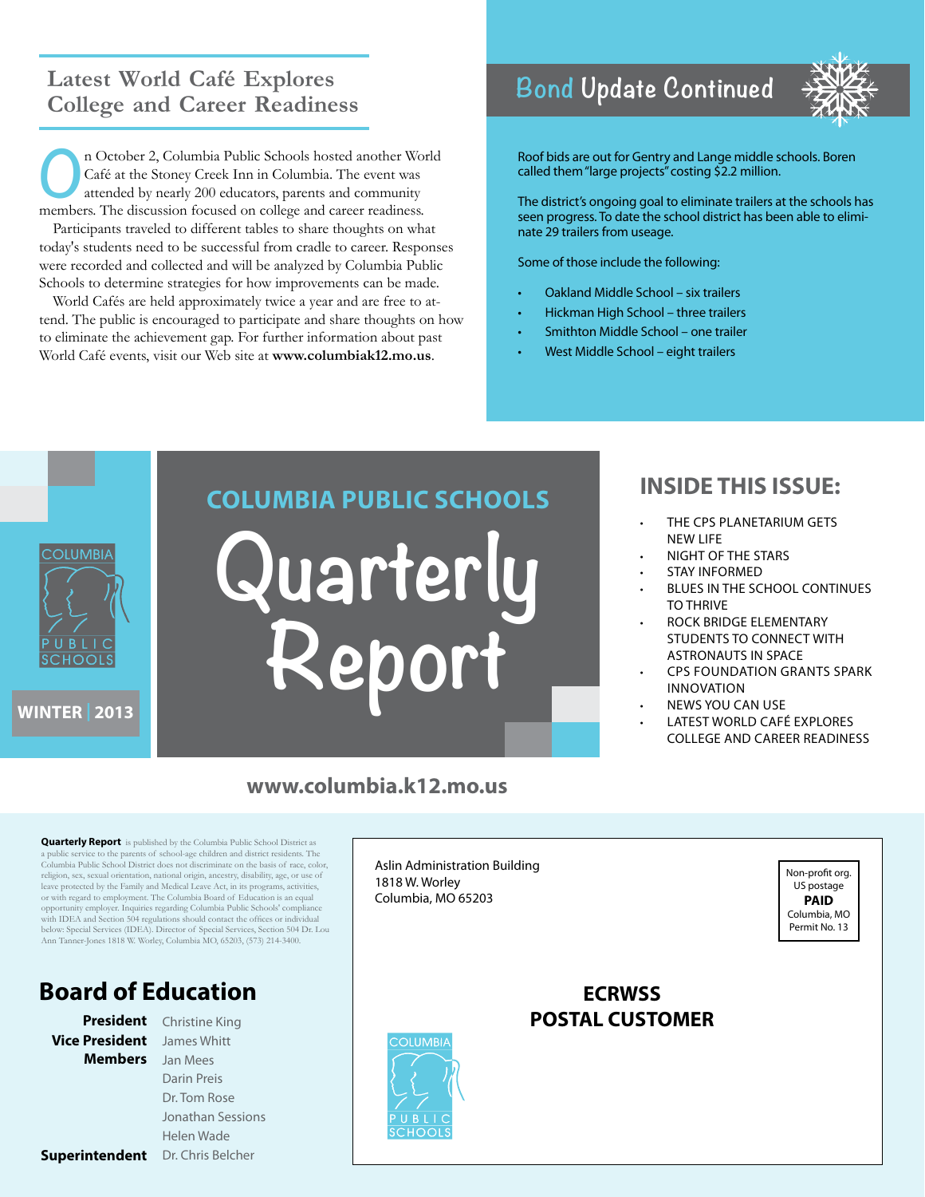## Latest World Café Explores College and Career Readiness

On October 2, Columbia Public Schools hosted another World Café at the Stoney Creek Inn in Columbia. The event was attended by nearly 200 educators, parents and community members. The discussion focused on college and career readiness.

Participants traveled to different tables to share thoughts on what today's students need to be successful from cradle to career. Responses were recorded and collected and will be analyzed by Columbia Public Schools to determine strategies for how improvements can be made.

World Cafés are held approximately twice a year and are free to attend. The public is encouraged to participate and share thoughts on how to eliminate the achievement gap. For further information about past World Café events, visit our Web site at **www.columbiak12.mo.us**.

## Bond Update Continued

Roof bids are out for Gentry and Lange middle schools. Boren called them "large projects" costing $2.2 million.

The district's ongoing goal to eliminate trailers at the schools has seen progress. To date the school district has been able to eliminate 29 trailers from useage.

Some of those include the following:

- Oakland Middle School – six trailers
- Hickman High School – three trailers
- Smithton Middle School – one trailer
- West Middle School – eight trailers

COLUMBIA PUBLIC SCHOOLS

WINTER | 2013

# COLUMBIA PUBLIC SCHOOLS Quarterly Report

## INSIDE THIS ISSUE:

- THE CPS PLANETARIUM GETS NEW LIFE
- NIGHT OF THE STARS
- STAY INFORMED
- BLUES IN THE SCHOOL CONTINUES TO THRIVE
- ROCK BRIDGE ELEMENTARY STUDENTS TO CONNECT WITH ASTRONAUTS IN SPACE
- CPS FOUNDATION GRANTS SPARK INNOVATION
- NEWS YOU CAN USE
- LATEST WORLD CAFÉ EXPLORES COLLEGE AND CAREER READINESS

**www.columbia.k12.mo.us**

**Quarterly Report** is published by the Columbia Public School District as a public service to the parents of school-age children and district residents. The Columbia Public School District does not discriminate on the basis of race, color, religion, sex, sexual orientation, national origin, ancestry, disability, age, or use of leave protected by the Family and Medical Leave Act, in its programs, activities, or with regard to employment. The Columbia Board of Education is an equal opportunity employer. Inquiries regarding Columbia Public Schools' compliance with IDEA and Section 504 regulations should contact the offices or individual below: Special Services (IDEA). Director of Special Services, Section 504 Dr. Lou Ann Tanner-Jones 1818 W. Worley, Columbia MO, 65203, (573) 214-3400.

## Board of Education

**President** Christine King
**Vice President** James Whitt
**Members** Jan Mees, Darin Preis, Dr. Tom Rose, Jonathan Sessions, Helen Wade
**Superintendent** Dr. Chris Belcher

Aslin Administration Building
1818 W. Worley
Columbia, MO 65203

Non-profit org.
US postage
**PAID**
Columbia, MO
Permit No. 13

**ECRWSS**
**POSTAL CUSTOMER**

COLUMBIA PUBLIC SCHOOLS